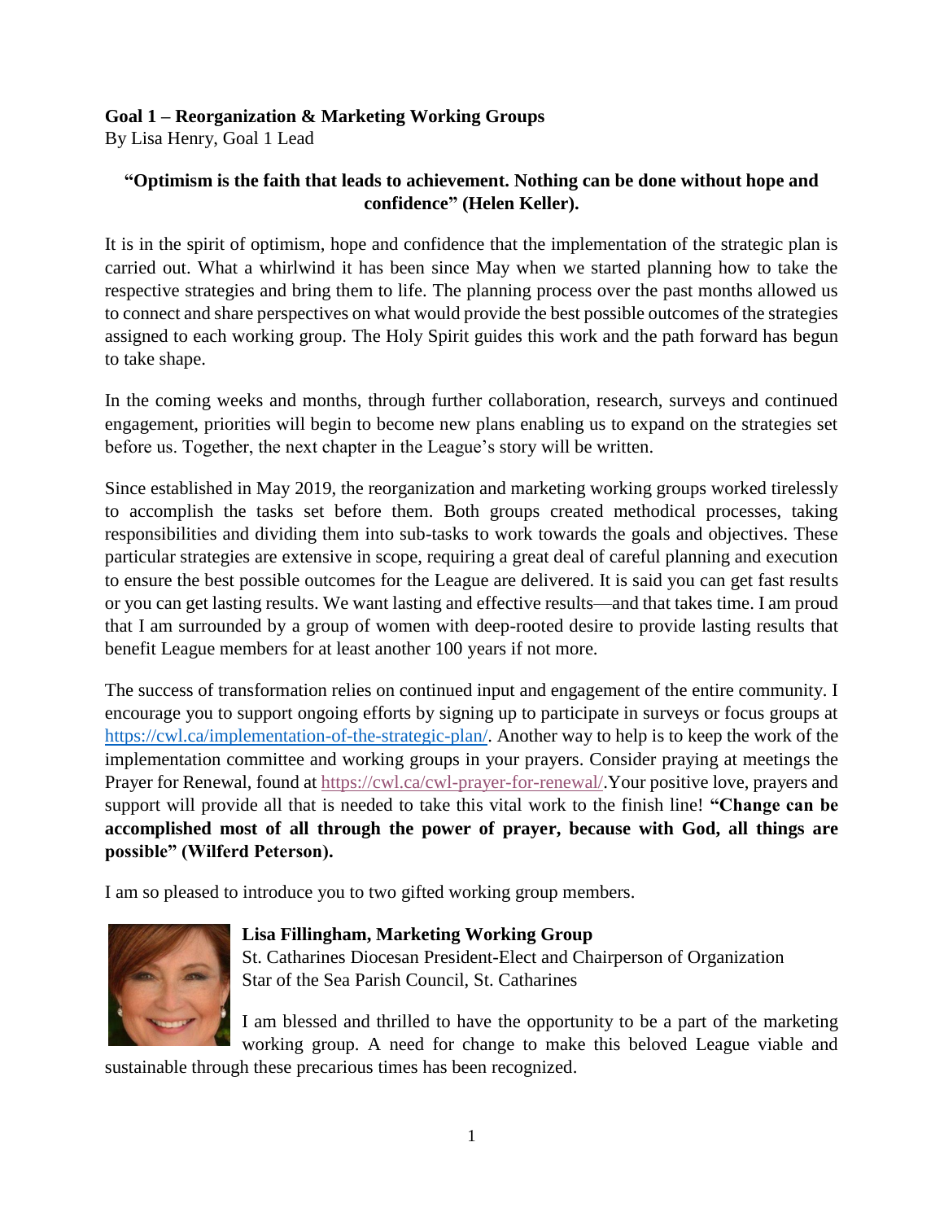**Goal 1 – Reorganization & Marketing Working Groups**
By Lisa Henry, Goal 1 Lead

**"Optimism is the faith that leads to achievement. Nothing can be done without hope and confidence" (Helen Keller).**

It is in the spirit of optimism, hope and confidence that the implementation of the strategic plan is carried out. What a whirlwind it has been since May when we started planning how to take the respective strategies and bring them to life. The planning process over the past months allowed us to connect and share perspectives on what would provide the best possible outcomes of the strategies assigned to each working group. The Holy Spirit guides this work and the path forward has begun to take shape.

In the coming weeks and months, through further collaboration, research, surveys and continued engagement, priorities will begin to become new plans enabling us to expand on the strategies set before us. Together, the next chapter in the League's story will be written.

Since established in May 2019, the reorganization and marketing working groups worked tirelessly to accomplish the tasks set before them. Both groups created methodical processes, taking responsibilities and dividing them into sub-tasks to work towards the goals and objectives. These particular strategies are extensive in scope, requiring a great deal of careful planning and execution to ensure the best possible outcomes for the League are delivered. It is said you can get fast results or you can get lasting results. We want lasting and effective results—and that takes time. I am proud that I am surrounded by a group of women with deep-rooted desire to provide lasting results that benefit League members for at least another 100 years if not more.

The success of transformation relies on continued input and engagement of the entire community. I encourage you to support ongoing efforts by signing up to participate in surveys or focus groups at https://cwl.ca/implementation-of-the-strategic-plan/. Another way to help is to keep the work of the implementation committee and working groups in your prayers. Consider praying at meetings the Prayer for Renewal, found at https://cwl.ca/cwl-prayer-for-renewal/.Your positive love, prayers and support will provide all that is needed to take this vital work to the finish line! **"Change can be accomplished most of all through the power of prayer, because with God, all things are possible" (Wilferd Peterson).**

I am so pleased to introduce you to two gifted working group members.

**Lisa Fillingham, Marketing Working Group**
St. Catharines Diocesan President-Elect and Chairperson of Organization
Star of the Sea Parish Council, St. Catharines

I am blessed and thrilled to have the opportunity to be a part of the marketing working group. A need for change to make this beloved League viable and sustainable through these precarious times has been recognized.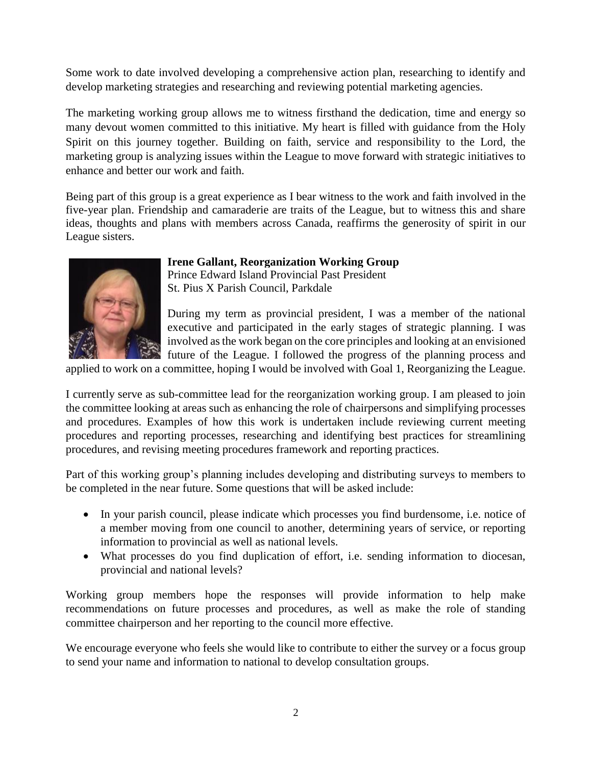Some work to date involved developing a comprehensive action plan, researching to identify and develop marketing strategies and researching and reviewing potential marketing agencies.

The marketing working group allows me to witness firsthand the dedication, time and energy so many devout women committed to this initiative. My heart is filled with guidance from the Holy Spirit on this journey together. Building on faith, service and responsibility to the Lord, the marketing group is analyzing issues within the League to move forward with strategic initiatives to enhance and better our work and faith.

Being part of this group is a great experience as I bear witness to the work and faith involved in the five-year plan. Friendship and camaraderie are traits of the League, but to witness this and share ideas, thoughts and plans with members across Canada, reaffirms the generosity of spirit in our League sisters.

**Irene Gallant, Reorganization Working Group**
Prince Edward Island Provincial Past President
St. Pius X Parish Council, Parkdale

During my term as provincial president, I was a member of the national executive and participated in the early stages of strategic planning. I was involved as the work began on the core principles and looking at an envisioned future of the League. I followed the progress of the planning process and applied to work on a committee, hoping I would be involved with Goal 1, Reorganizing the League.

I currently serve as sub-committee lead for the reorganization working group. I am pleased to join the committee looking at areas such as enhancing the role of chairpersons and simplifying processes and procedures. Examples of how this work is undertaken include reviewing current meeting procedures and reporting processes, researching and identifying best practices for streamlining procedures, and revising meeting procedures framework and reporting practices.

Part of this working group's planning includes developing and distributing surveys to members to be completed in the near future. Some questions that will be asked include:

- In your parish council, please indicate which processes you find burdensome, i.e. notice of a member moving from one council to another, determining years of service, or reporting information to provincial as well as national levels.
- What processes do you find duplication of effort, i.e. sending information to diocesan, provincial and national levels?

Working group members hope the responses will provide information to help make recommendations on future processes and procedures, as well as make the role of standing committee chairperson and her reporting to the council more effective.

We encourage everyone who feels she would like to contribute to either the survey or a focus group to send your name and information to national to develop consultation groups.